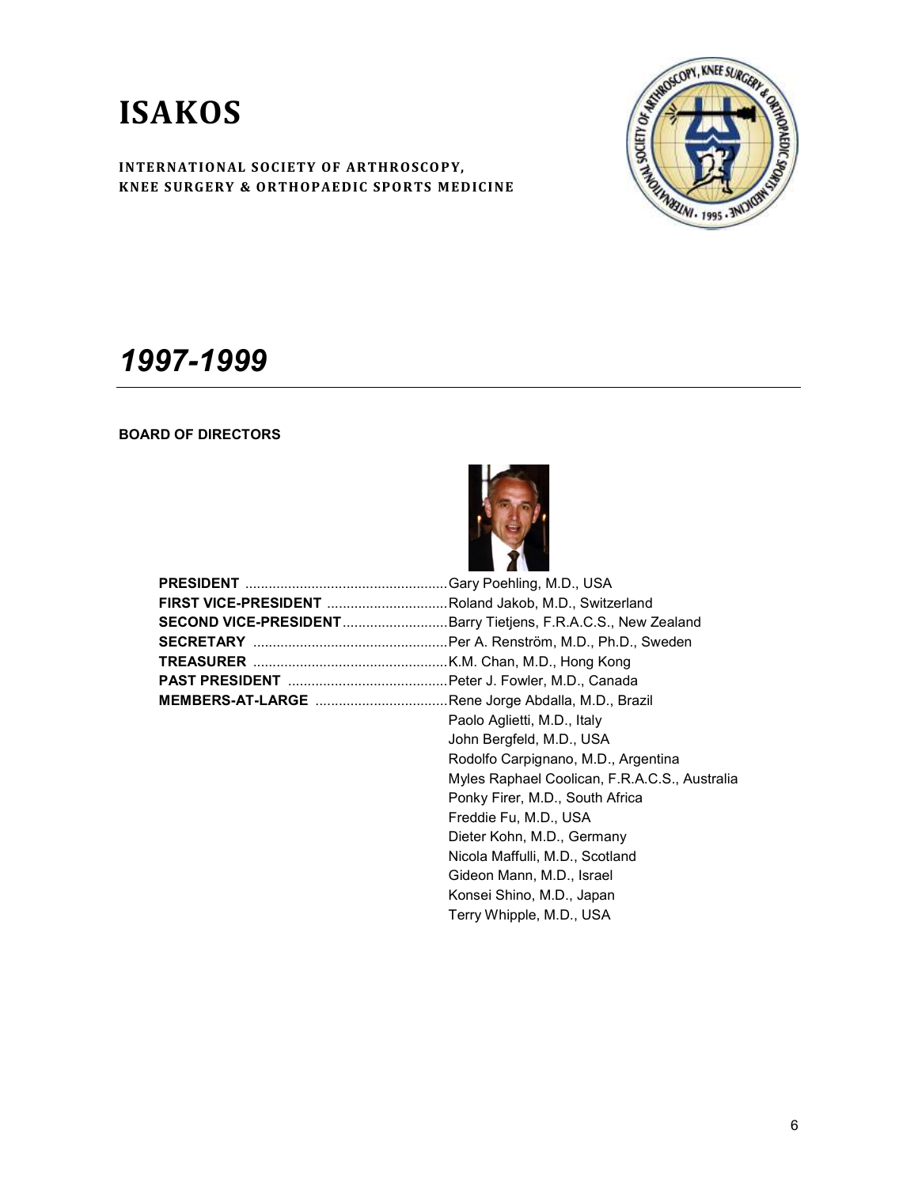# ISAKOS

**INTERNATIONAL SOCIETY OF ARTHROSCOPY, KNEE SURGERY & ORTHOPAEDIC SPORTS MEDICINE**

## *1997-1999*

**BOARD OF DIRECTORS**

| | |
|---|---|
| **PRESIDENT** | Gary Poehling, M.D., USA |
| **FIRST VICE-PRESIDENT** | Roland Jakob, M.D., Switzerland |
| **SECOND VICE-PRESIDENT** | Barry Tietjens, F.R.A.C.S., New Zealand |
| **SECRETARY** | Per A. Renström, M.D., Ph.D., Sweden |
| **TREASURER** | K.M. Chan, M.D., Hong Kong |
| **PAST PRESIDENT** | Peter J. Fowler, M.D., Canada |
| **MEMBERS-AT-LARGE** | Rene Jorge Abdalla, M.D., Brazil |
| | Paolo Aglietti, M.D., Italy |
| | John Bergfeld, M.D., USA |
| | Rodolfo Carpignano, M.D., Argentina |
| | Myles Raphael Coolican, F.R.A.C.S., Australia |
| | Ponky Firer, M.D., South Africa |
| | Freddie Fu, M.D., USA |
| | Dieter Kohn, M.D., Germany |
| | Nicola Maffulli, M.D., Scotland |
| | Gideon Mann, M.D., Israel |
| | Konsei Shino, M.D., Japan |
| | Terry Whipple, M.D., USA |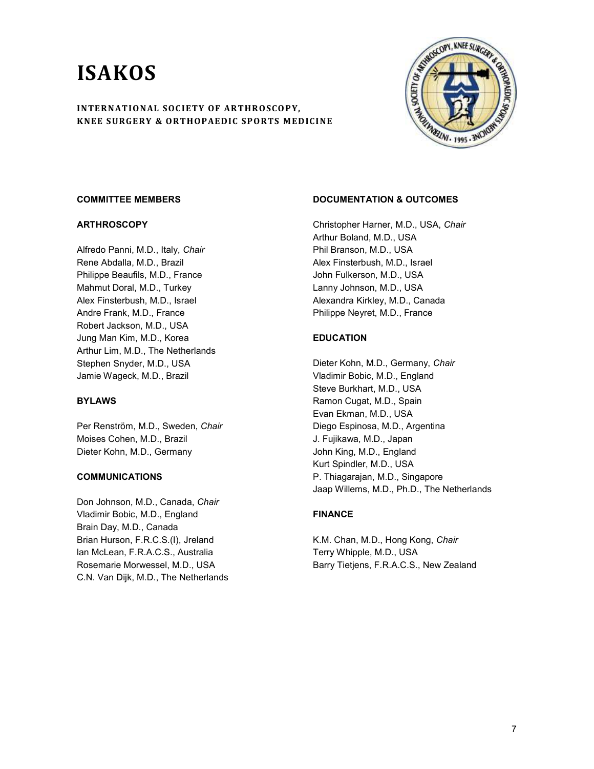# ISAKOS

**INTERNATIONAL SOCIETY OF ARTHROSCOPY, KNEE SURGERY & ORTHOPAEDIC SPORTS MEDICINE**

**COMMITTEE MEMBERS**

**ARTHROSCOPY**

Alfredo Panni, M.D., Italy, *Chair*
Rene Abdalla, M.D., Brazil
Philippe Beaufils, M.D., France
Mahmut Doral, M.D., Turkey
Alex Finsterbush, M.D., Israel
Andre Frank, M.D., France
Robert Jackson, M.D., USA
Jung Man Kim, M.D., Korea
Arthur Lim, M.D., The Netherlands
Stephen Snyder, M.D., USA
Jamie Wageck, M.D., Brazil

**BYLAWS**

Per Renström, M.D., Sweden, *Chair*
Moises Cohen, M.D., Brazil
Dieter Kohn, M.D., Germany

**COMMUNICATIONS**

Don Johnson, M.D., Canada, *Chair*
Vladimir Bobic, M.D., England
Brain Day, M.D., Canada
Brian Hurson, F.R.C.S.(I), Jreland
lan McLean, F.R.A.C.S., Australia
Rosemarie Morwessel, M.D., USA
C.N. Van Dijk, M.D., The Netherlands

**DOCUMENTATION & OUTCOMES**

Christopher Harner, M.D., USA, *Chair*
Arthur Boland, M.D., USA
Phil Branson, M.D., USA
Alex Finsterbush, M.D., Israel
John Fulkerson, M.D., USA
Lanny Johnson, M.D., USA
Alexandra Kirkley, M.D., Canada
Philippe Neyret, M.D., France

**EDUCATION**

Dieter Kohn, M.D., Germany, *Chair*
Vladimir Bobic, M.D., England
Steve Burkhart, M.D., USA
Ramon Cugat, M.D., Spain
Evan Ekman, M.D., USA
Diego Espinosa, M.D., Argentina
J. Fujikawa, M.D., Japan
John King, M.D., England
Kurt Spindler, M.D., USA
P. Thiagarajan, M.D., Singapore
Jaap Willems, M.D., Ph.D., The Netherlands

**FINANCE**

K.M. Chan, M.D., Hong Kong, *Chair*
Terry Whipple, M.D., USA
Barry Tietjens, F.R.A.C.S., New Zealand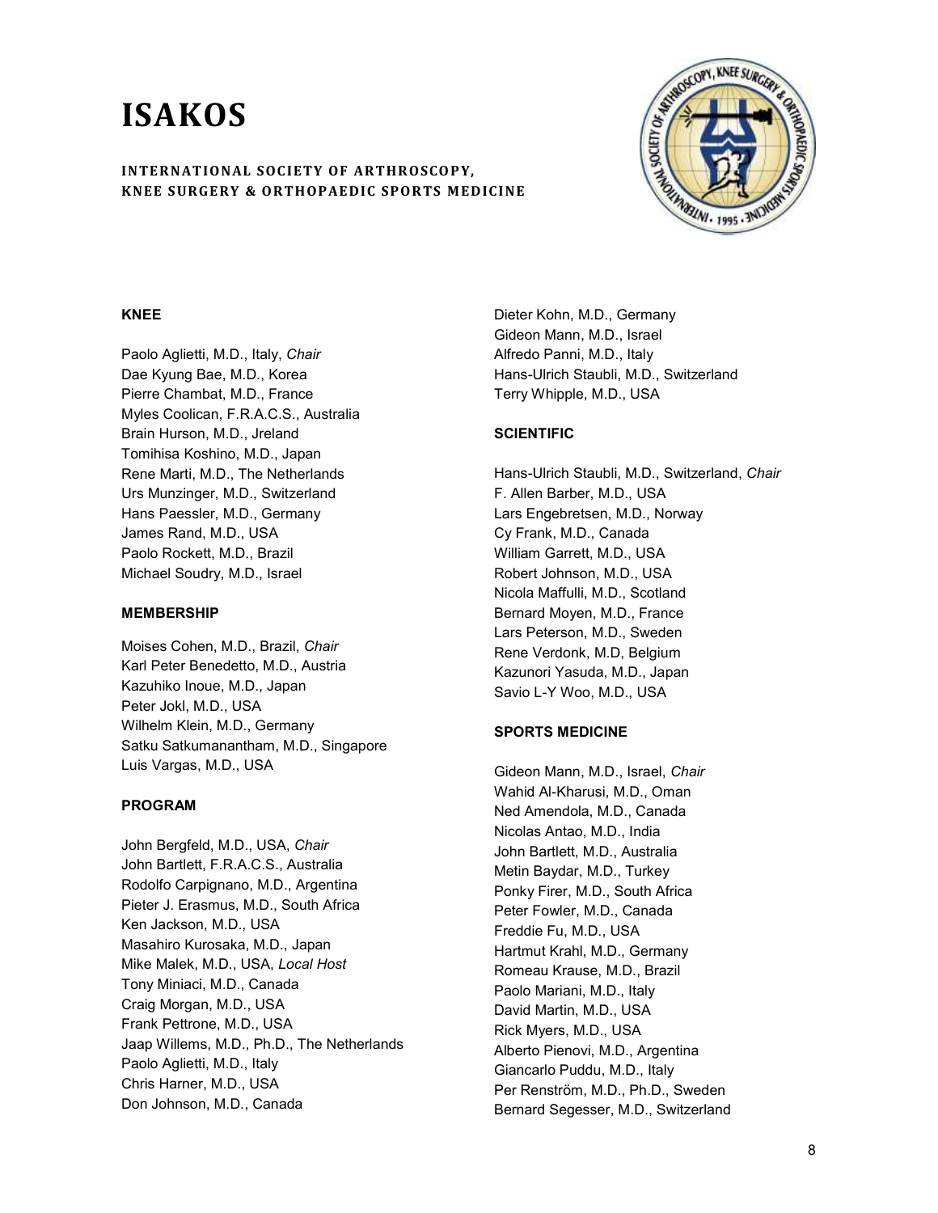# ISAKOS

**INTERNATIONAL SOCIETY OF ARTHROSCOPY, KNEE SURGERY & ORTHOPAEDIC SPORTS MEDICINE**

**KNEE**

Paolo Aglietti, M.D., Italy, *Chair*
Dae Kyung Bae, M.D., Korea
Pierre Chambat, M.D., France
Myles Coolican, F.R.A.C.S., Australia
Brain Hurson, M.D., Jreland
Tomihisa Koshino, M.D., Japan
Rene Marti, M.D., The Netherlands
Urs Munzinger, M.D., Switzerland
Hans Paessler, M.D., Germany
James Rand, M.D., USA
Paolo Rockett, M.D., Brazil
Michael Soudry, M.D., Israel

**MEMBERSHIP**

Moises Cohen, M.D., Brazil, *Chair*
Karl Peter Benedetto, M.D., Austria
Kazuhiko Inoue, M.D., Japan
Peter Jokl, M.D., USA
Wilhelm Klein, M.D., Germany
Satku Satkumanantham, M.D., Singapore
Luis Vargas, M.D., USA

**PROGRAM**

John Bergfeld, M.D., USA, *Chair*
John Bartlett, F.R.A.C.S., Australia
Rodolfo Carpignano, M.D., Argentina
Pieter J. Erasmus, M.D., South Africa
Ken Jackson, M.D., USA
Masahiro Kurosaka, M.D., Japan
Mike Malek, M.D., USA, *Local Host*
Tony Miniaci, M.D., Canada
Craig Morgan, M.D., USA
Frank Pettrone, M.D., USA
Jaap Willems, M.D., Ph.D., The Netherlands
Paolo Aglietti, M.D., Italy
Chris Harner, M.D., USA
Don Johnson, M.D., Canada
Dieter Kohn, M.D., Germany
Gideon Mann, M.D., Israel
Alfredo Panni, M.D., Italy
Hans-Ulrich Staubli, M.D., Switzerland
Terry Whipple, M.D., USA

**SCIENTIFIC**

Hans-Ulrich Staubli, M.D., Switzerland, *Chair*
F. Allen Barber, M.D., USA
Lars Engebretsen, M.D., Norway
Cy Frank, M.D., Canada
William Garrett, M.D., USA
Robert Johnson, M.D., USA
Nicola Maffulli, M.D., Scotland
Bernard Moyen, M.D., France
Lars Peterson, M.D., Sweden
Rene Verdonk, M.D, Belgium
Kazunori Yasuda, M.D., Japan
Savio L-Y Woo, M.D., USA

**SPORTS MEDICINE**

Gideon Mann, M.D., Israel, *Chair*
Wahid Al-Kharusi, M.D., Oman
Ned Amendola, M.D., Canada
Nicolas Antao, M.D., India
John Bartlett, M.D., Australia
Metin Baydar, M.D., Turkey
Ponky Firer, M.D., South Africa
Peter Fowler, M.D., Canada
Freddie Fu, M.D., USA
Hartmut Krahl, M.D., Germany
Romeau Krause, M.D., Brazil
Paolo Mariani, M.D., Italy
David Martin, M.D., USA
Rick Myers, M.D., USA
Alberto Pienovi, M.D., Argentina
Giancarlo Puddu, M.D., Italy
Per Renström, M.D., Ph.D., Sweden
Bernard Segesser, M.D., Switzerland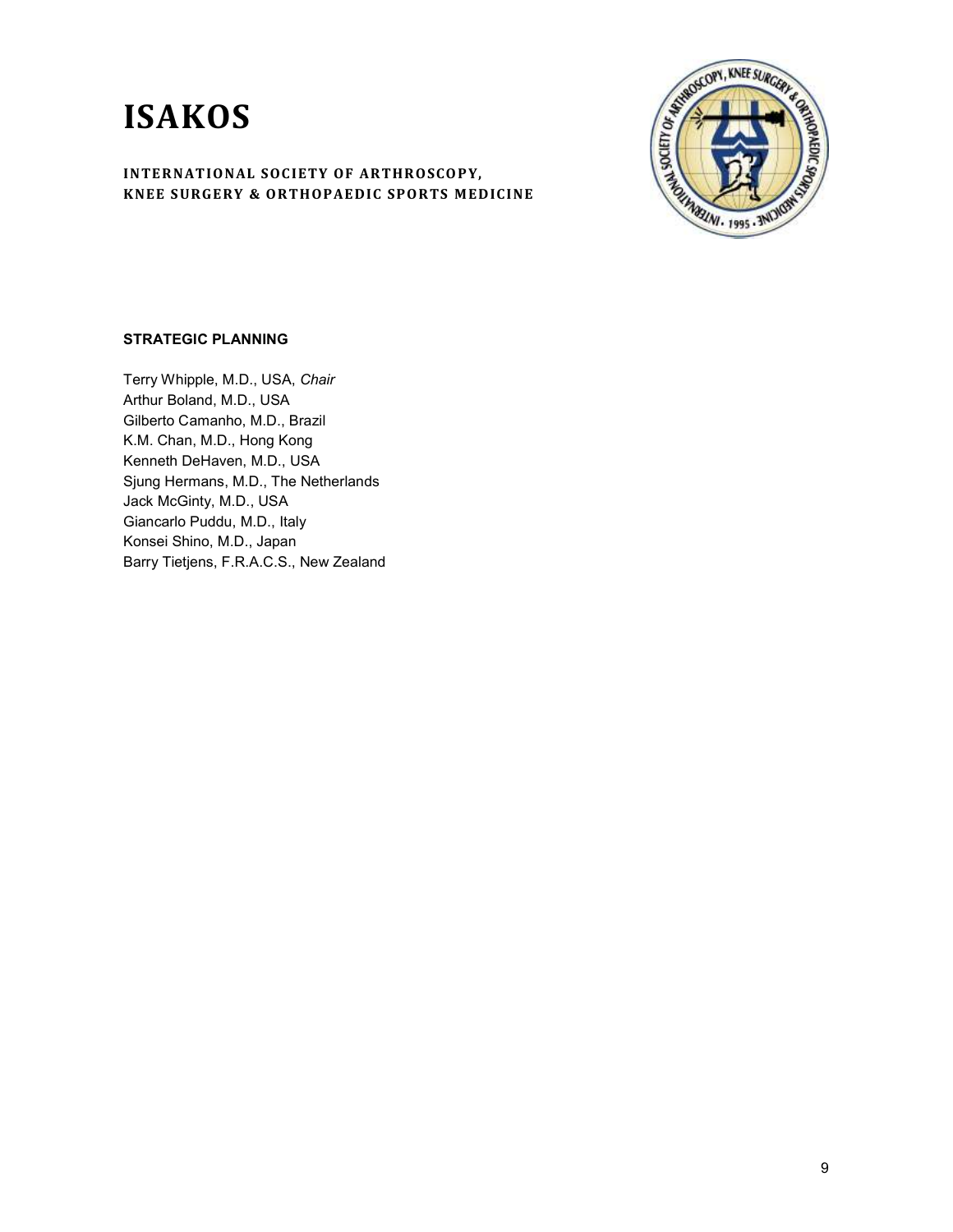# ISAKOS

**INTERNATIONAL SOCIETY OF ARTHROSCOPY, KNEE SURGERY & ORTHOPAEDIC SPORTS MEDICINE**

**STRATEGIC PLANNING**

Terry Whipple, M.D., USA, *Chair*
Arthur Boland, M.D., USA
Gilberto Camanho, M.D., Brazil
K.M. Chan, M.D., Hong Kong
Kenneth DeHaven, M.D., USA
Sjung Hermans, M.D., The Netherlands
Jack McGinty, M.D., USA
Giancarlo Puddu, M.D., Italy
Konsei Shino, M.D., Japan
Barry Tietjens, F.R.A.C.S., New Zealand